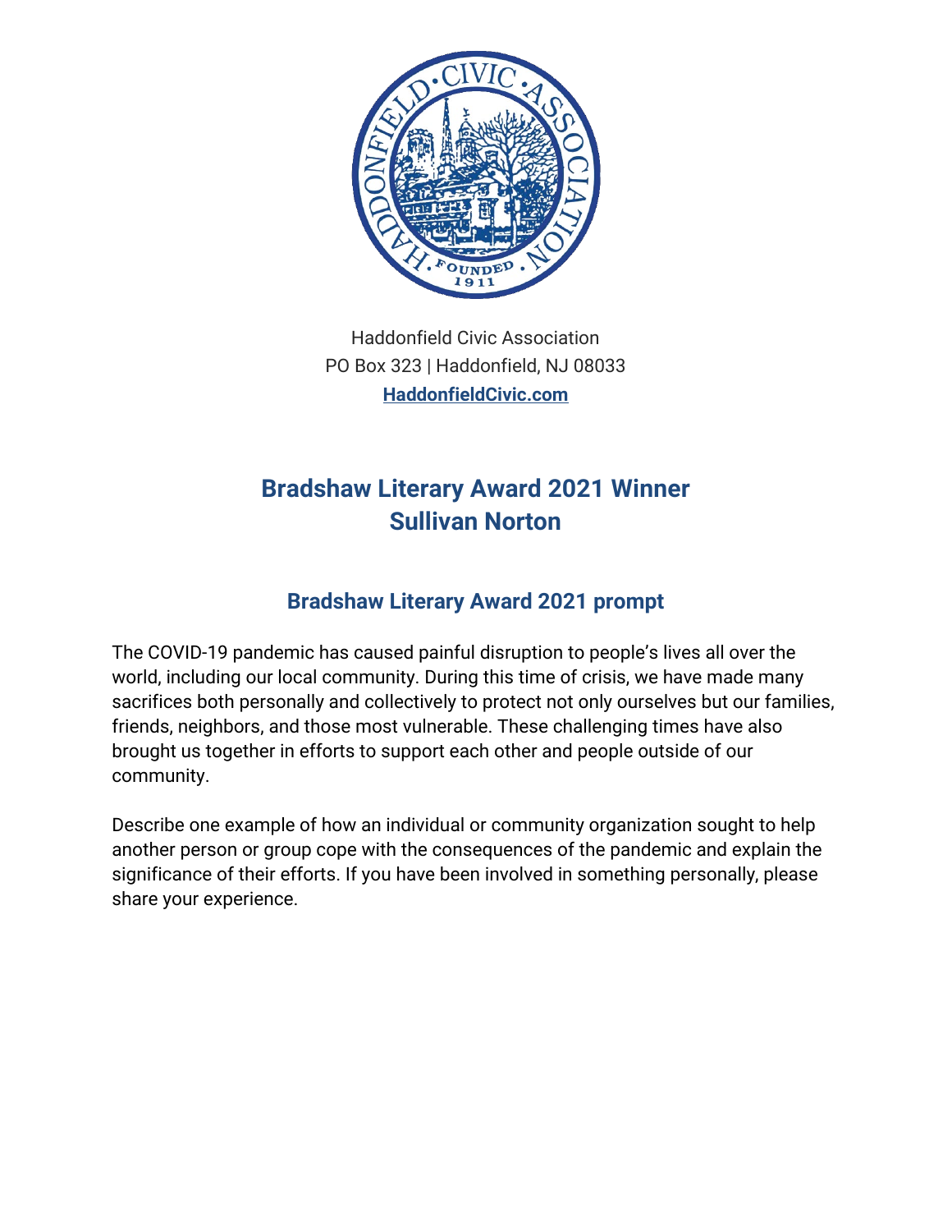Haddonfield Civic Association
PO Box 323 | Haddonfield, NJ 08033
**HaddonfieldCivic.com**

# Bradshaw Literary Award 2021 Winner
# Sullivan Norton

## Bradshaw Literary Award 2021 prompt

The COVID-19 pandemic has caused painful disruption to people's lives all over the world, including our local community. During this time of crisis, we have made many sacrifices both personally and collectively to protect not only ourselves but our families, friends, neighbors, and those most vulnerable. These challenging times have also brought us together in efforts to support each other and people outside of our community.

Describe one example of how an individual or community organization sought to help another person or group cope with the consequences of the pandemic and explain the significance of their efforts. If you have been involved in something personally, please share your experience.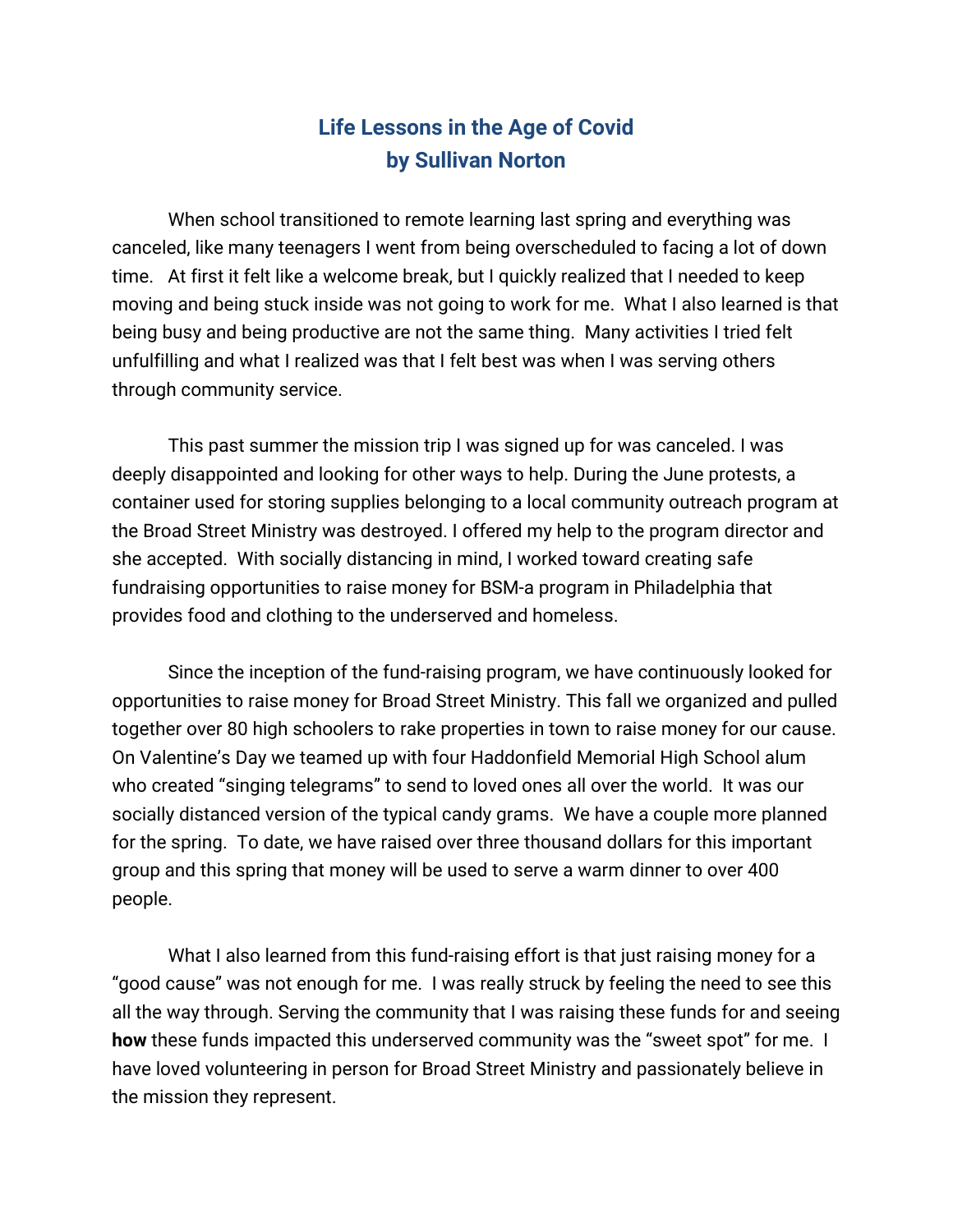# Life Lessons in the Age of Covid
## by Sullivan Norton

When school transitioned to remote learning last spring and everything was canceled, like many teenagers I went from being overscheduled to facing a lot of down time. At first it felt like a welcome break, but I quickly realized that I needed to keep moving and being stuck inside was not going to work for me. What I also learned is that being busy and being productive are not the same thing. Many activities I tried felt unfulfilling and what I realized was that I felt best was when I was serving others through community service.

This past summer the mission trip I was signed up for was canceled. I was deeply disappointed and looking for other ways to help. During the June protests, a container used for storing supplies belonging to a local community outreach program at the Broad Street Ministry was destroyed. I offered my help to the program director and she accepted. With socially distancing in mind, I worked toward creating safe fundraising opportunities to raise money for BSM-a program in Philadelphia that provides food and clothing to the underserved and homeless.

Since the inception of the fund-raising program, we have continuously looked for opportunities to raise money for Broad Street Ministry. This fall we organized and pulled together over 80 high schoolers to rake properties in town to raise money for our cause. On Valentine's Day we teamed up with four Haddonfield Memorial High School alum who created "singing telegrams" to send to loved ones all over the world. It was our socially distanced version of the typical candy grams. We have a couple more planned for the spring. To date, we have raised over three thousand dollars for this important group and this spring that money will be used to serve a warm dinner to over 400 people.

What I also learned from this fund-raising effort is that just raising money for a "good cause" was not enough for me. I was really struck by feeling the need to see this all the way through. Serving the community that I was raising these funds for and seeing **how** these funds impacted this underserved community was the "sweet spot" for me. I have loved volunteering in person for Broad Street Ministry and passionately believe in the mission they represent.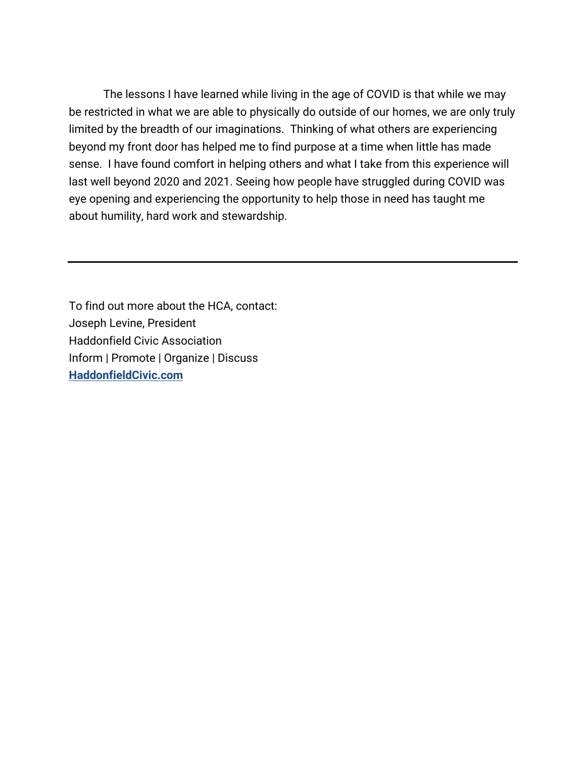The lessons I have learned while living in the age of COVID is that while we may be restricted in what we are able to physically do outside of our homes, we are only truly limited by the breadth of our imaginations. Thinking of what others are experiencing beyond my front door has helped me to find purpose at a time when little has made sense. I have found comfort in helping others and what I take from this experience will last well beyond 2020 and 2021. Seeing how people have struggled during COVID was eye opening and experiencing the opportunity to help those in need has taught me about humility, hard work and stewardship.

---

To find out more about the HCA, contact:
Joseph Levine, President
Haddonfield Civic Association
Inform | Promote | Organize | Discuss
**HaddonfieldCivic.com**